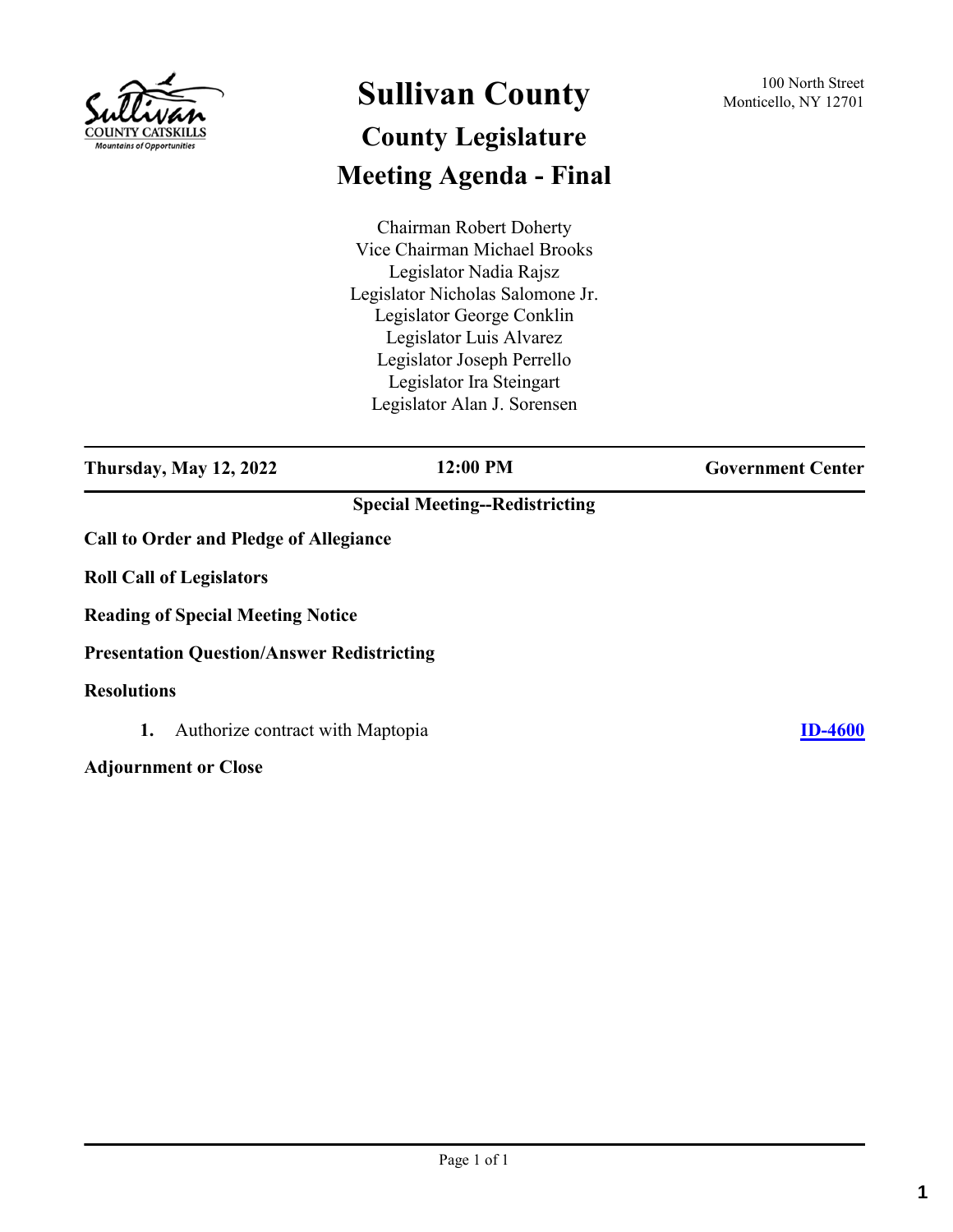# Sullivan County

100 North Street
Monticello, NY 12701

## County Legislature

## Meeting Agenda - Final

Chairman Robert Doherty
Vice Chairman Michael Brooks
Legislator Nadia Rajsz
Legislator Nicholas Salomone Jr.
Legislator George Conklin
Legislator Luis Alvarez
Legislator Joseph Perrello
Legislator Ira Steingart
Legislator Alan J. Sorensen

| Thursday, May 12, 2022 | 12:00 PM | Government Center |
|---|---|---|

**Special Meeting--Redistricting**

**Call to Order and Pledge of Allegiance**

**Roll Call of Legislators**

**Reading of Special Meeting Notice**

**Presentation Question/Answer Redistricting**

**Resolutions**

1. Authorize contract with Maptopia **ID-4600**

**Adjournment or Close**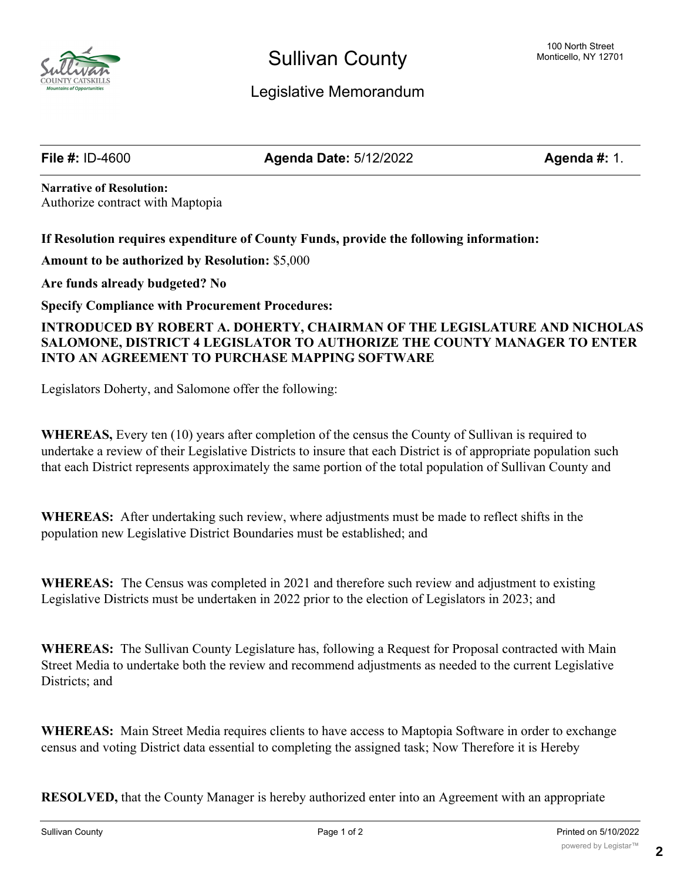# Sullivan County

## Legislative Memorandum

100 North Street
Monticello, NY 12701

**File #:** ID-4600 **Agenda Date:** 5/12/2022 **Agenda #:** 1.

**Narrative of Resolution:**
Authorize contract with Maptopia

**If Resolution requires expenditure of County Funds, provide the following information:**

**Amount to be authorized by Resolution:** $5,000

**Are funds already budgeted? No**

**Specify Compliance with Procurement Procedures:**

**INTRODUCED BY ROBERT A. DOHERTY, CHAIRMAN OF THE LEGISLATURE AND NICHOLAS SALOMONE, DISTRICT 4 LEGISLATOR TO AUTHORIZE THE COUNTY MANAGER TO ENTER INTO AN AGREEMENT TO PURCHASE MAPPING SOFTWARE**

Legislators Doherty, and Salomone offer the following:

**WHEREAS,** Every ten (10) years after completion of the census the County of Sullivan is required to undertake a review of their Legislative Districts to insure that each District is of appropriate population such that each District represents approximately the same portion of the total population of Sullivan County and

**WHEREAS:** After undertaking such review, where adjustments must be made to reflect shifts in the population new Legislative District Boundaries must be established; and

**WHEREAS:** The Census was completed in 2021 and therefore such review and adjustment to existing Legislative Districts must be undertaken in 2022 prior to the election of Legislators in 2023; and

**WHEREAS:** The Sullivan County Legislature has, following a Request for Proposal contracted with Main Street Media to undertake both the review and recommend adjustments as needed to the current Legislative Districts; and

**WHEREAS:** Main Street Media requires clients to have access to Maptopia Software in order to exchange census and voting District data essential to completing the assigned task; Now Therefore it is Hereby

**RESOLVED,** that the County Manager is hereby authorized enter into an Agreement with an appropriate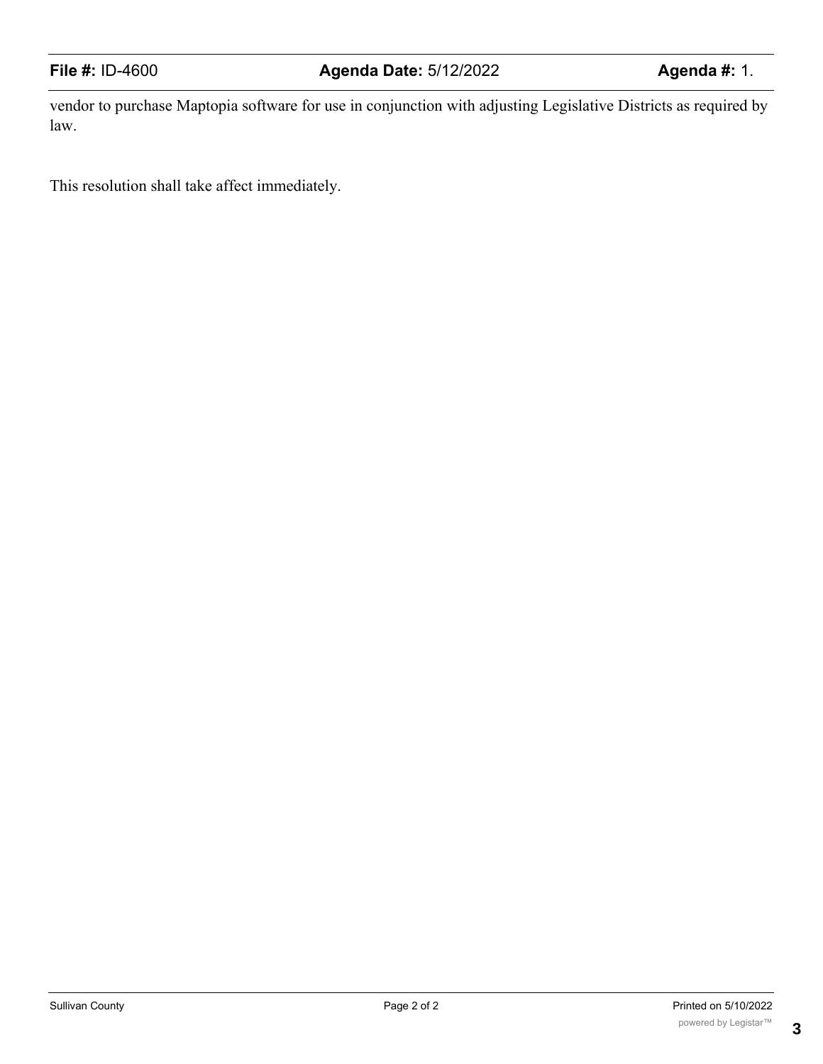vendor to purchase Maptopia software for use in conjunction with adjusting Legislative Districts as required by law.

This resolution shall take affect immediately.